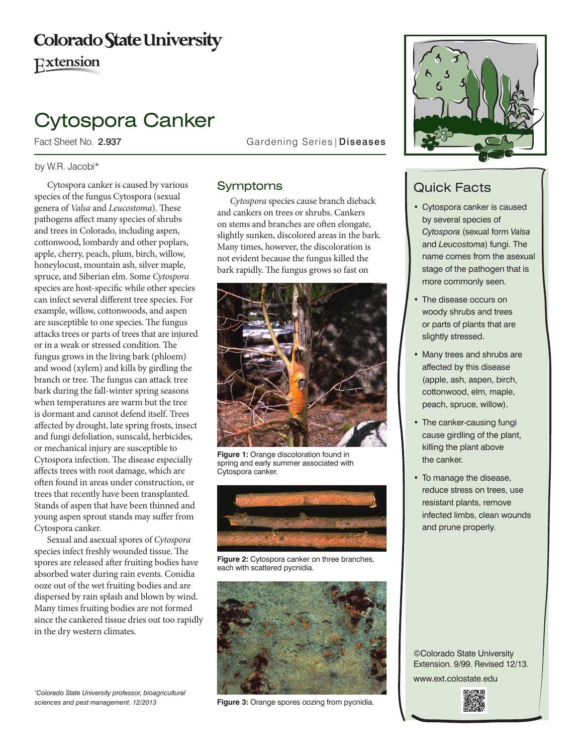Colorado State University

Extension

# Cytospora Canker

Fact Sheet No. **2.937**

Gardening Series | **Diseases**

by W.R. Jacobi*

Cytospora canker is caused by various species of the fungus Cytospora (sexual genera of *Valsa* and *Leucostoma*). These pathogens affect many species of shrubs and trees in Colorado, including aspen, cottonwood, lombardy and other poplars, apple, cherry, peach, plum, birch, willow, honeylocust, mountain ash, silver maple, spruce, and Siberian elm. Some *Cytospora* species are host-specific while other species can infect several different tree species. For example, willow, cottonwoods, and aspen are susceptible to one species. The fungus attacks trees or parts of trees that are injured or in a weak or stressed condition. The fungus grows in the living bark (phloem) and wood (xylem) and kills by girdling the branch or tree. The fungus can attack tree bark during the fall-winter spring seasons when temperatures are warm but the tree is dormant and cannot defend itself. Trees affected by drought, late spring frosts, insect and fungi defoliation, sunscald, herbicides, or mechanical injury are susceptible to Cytospora infection. The disease especially affects trees with root damage, which are often found in areas under construction, or trees that recently have been transplanted. Stands of aspen that have been thinned and young aspen sprout stands may suffer from Cytospora canker.

Sexual and asexual spores of *Cytospora* species infect freshly wounded tissue. The spores are released after fruiting bodies have absorbed water during rain events. Conidia ooze out of the wet fruiting bodies and are dispersed by rain splash and blown by wind. Many times fruiting bodies are not formed since the cankered tissue dries out too rapidly in the dry western climates.

## Symptoms

*Cytospora* species cause branch dieback and cankers on trees or shrubs. Cankers on stems and branches are often elongate, slightly sunken, discolored areas in the bark. Many times, however, the discoloration is not evident because the fungus killed the bark rapidly. The fungus grows so fast on

**Figure 1:** Orange discoloration found in spring and early summer associated with Cytospora canker.

**Figure 2:** Cytospora canker on three branches, each with scattered pycnidia.

**Figure 3:** Orange spores oozing from pycnidia.

## Quick Facts

- Cytospora canker is caused by several species of *Cytospora* (sexual form *Valsa* and *Leucostoma*) fungi. The name comes from the asexual stage of the pathogen that is more commonly seen.
- The disease occurs on woody shrubs and trees or parts of plants that are slightly stressed.
- Many trees and shrubs are affected by this disease (apple, ash, aspen, birch, cottonwood, elm, maple, peach, spruce, willow).
- The canker-causing fungi cause girdling of the plant, killing the plant above the canker.
- To manage the disease, reduce stress on trees, use resistant plants, remove infected limbs, clean wounds and prune properly.

©Colorado State University Extension. 9/99. Revised 12/13.

www.ext.colostate.edu

*Colorado State University professor, bioagricultural sciences and pest management. 12/2013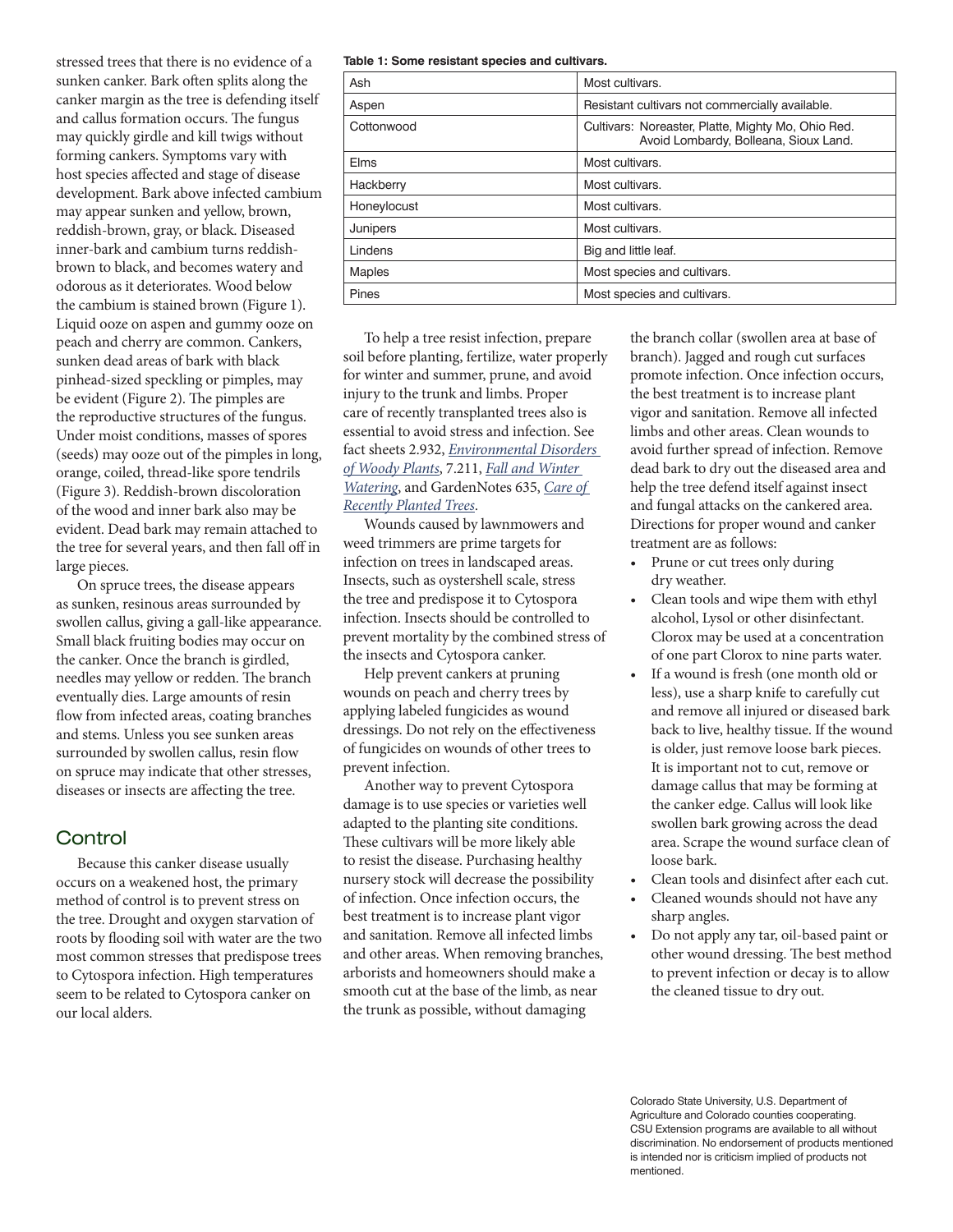stressed trees that there is no evidence of a sunken canker. Bark often splits along the canker margin as the tree is defending itself and callus formation occurs. The fungus may quickly girdle and kill twigs without forming cankers. Symptoms vary with host species affected and stage of disease development. Bark above infected cambium may appear sunken and yellow, brown, reddish-brown, gray, or black. Diseased inner-bark and cambium turns reddish-brown to black, and becomes watery and odorous as it deteriorates. Wood below the cambium is stained brown (Figure 1). Liquid ooze on aspen and gummy ooze on peach and cherry are common. Cankers, sunken dead areas of bark with black pinhead-sized speckling or pimples, may be evident (Figure 2). The pimples are the reproductive structures of the fungus. Under moist conditions, masses of spores (seeds) may ooze out of the pimples in long, orange, coiled, thread-like spore tendrils (Figure 3). Reddish-brown discoloration of the wood and inner bark also may be evident. Dead bark may remain attached to the tree for several years, and then fall off in large pieces.

On spruce trees, the disease appears as sunken, resinous areas surrounded by swollen callus, giving a gall-like appearance. Small black fruiting bodies may occur on the canker. Once the branch is girdled, needles may yellow or redden. The branch eventually dies. Large amounts of resin flow from infected areas, coating branches and stems. Unless you see sunken areas surrounded by swollen callus, resin flow on spruce may indicate that other stresses, diseases or insects are affecting the tree.

## Control

Because this canker disease usually occurs on a weakened host, the primary method of control is to prevent stress on the tree. Drought and oxygen starvation of roots by flooding soil with water are the two most common stresses that predispose trees to Cytospora infection. High temperatures seem to be related to Cytospora canker on our local alders.

**Table 1: Some resistant species and cultivars.**

| | |
|---|---|
| Ash | Most cultivars. |
| Aspen | Resistant cultivars not commercially available. |
| Cottonwood | Cultivars: Noreaster, Platte, Mighty Mo, Ohio Red. Avoid Lombardy, Bolleana, Sioux Land. |
| Elms | Most cultivars. |
| Hackberry | Most cultivars. |
| Honeylocust | Most cultivars. |
| Junipers | Most cultivars. |
| Lindens | Big and little leaf. |
| Maples | Most species and cultivars. |
| Pines | Most species and cultivars. |

To help a tree resist infection, prepare soil before planting, fertilize, water properly for winter and summer, prune, and avoid injury to the trunk and limbs. Proper care of recently transplanted trees also is essential to avoid stress and infection. See fact sheets 2.932, *Environmental Disorders of Woody Plants*, 7.211, *Fall and Winter Watering*, and GardenNotes 635, *Care of Recently Planted Trees*.

Wounds caused by lawnmowers and weed trimmers are prime targets for infection on trees in landscaped areas. Insects, such as oystershell scale, stress the tree and predispose it to Cytospora infection. Insects should be controlled to prevent mortality by the combined stress of the insects and Cytospora canker.

Help prevent cankers at pruning wounds on peach and cherry trees by applying labeled fungicides as wound dressings. Do not rely on the effectiveness of fungicides on wounds of other trees to prevent infection.

Another way to prevent Cytospora damage is to use species or varieties well adapted to the planting site conditions. These cultivars will be more likely able to resist the disease. Purchasing healthy nursery stock will decrease the possibility of infection. Once infection occurs, the best treatment is to increase plant vigor and sanitation. Remove all infected limbs and other areas. When removing branches, arborists and homeowners should make a smooth cut at the base of the limb, as near the trunk as possible, without damaging the branch collar (swollen area at base of branch). Jagged and rough cut surfaces promote infection. Once infection occurs, the best treatment is to increase plant vigor and sanitation. Remove all infected limbs and other areas. Clean wounds to avoid further spread of infection. Remove dead bark to dry out the diseased area and help the tree defend itself against insect and fungal attacks on the cankered area. Directions for proper wound and canker treatment are as follows:

- Prune or cut trees only during dry weather.
- Clean tools and wipe them with ethyl alcohol, Lysol or other disinfectant. Clorox may be used at a concentration of one part Clorox to nine parts water.
- If a wound is fresh (one month old or less), use a sharp knife to carefully cut and remove all injured or diseased bark back to live, healthy tissue. If the wound is older, just remove loose bark pieces. It is important not to cut, remove or damage callus that may be forming at the canker edge. Callus will look like swollen bark growing across the dead area. Scrape the wound surface clean of loose bark.
- Clean tools and disinfect after each cut.
- Cleaned wounds should not have any sharp angles.
- Do not apply any tar, oil-based paint or other wound dressing. The best method to prevent infection or decay is to allow the cleaned tissue to dry out.

Colorado State University, U.S. Department of Agriculture and Colorado counties cooperating. CSU Extension programs are available to all without discrimination. No endorsement of products mentioned is intended nor is criticism implied of products not mentioned.